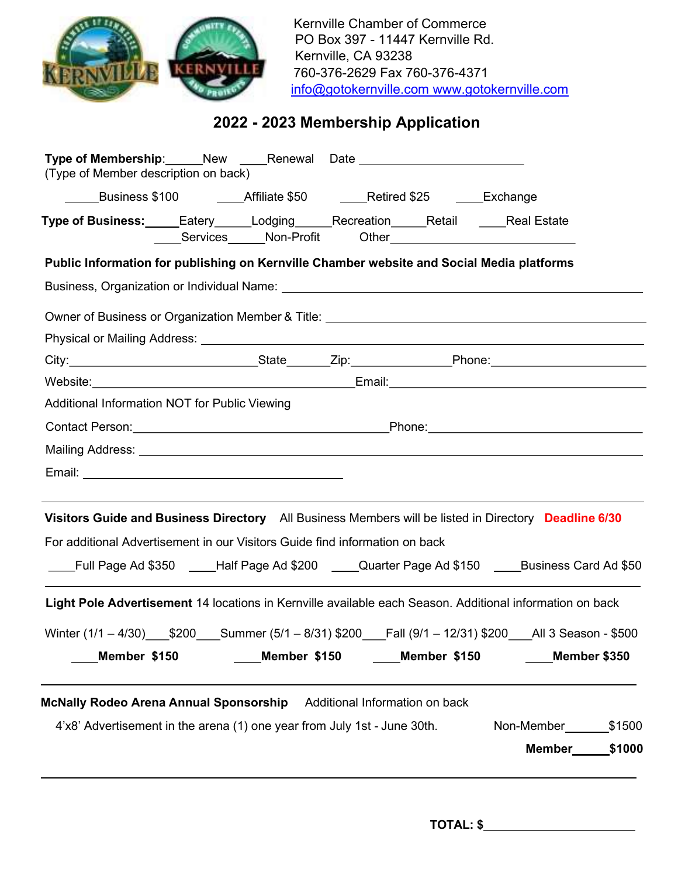Kernville Chamber of Commerce
PO Box 397 - 11447 Kernville Rd.
Kernville, CA 93238
760-376-2629 Fax 760-376-4371
info@gotokernville.com www.gotokernville.com

# 2022 - 2023 Membership Application

**Type of Membership**:_____New ____Renewal Date ________________________
(Type of Member description on back)

_____Business $100 ____Affiliate $50 ____Retired $25 ____Exchange

**Type of Business:**_____Eatery_____Lodging_____Recreation_____Retail ____Real Estate
____Services_____Non-Profit Other___________________________

**Public Information for publishing on Kernville Chamber website and Social Media platforms**

Business, Organization or Individual Name: ________________________________________________

Owner of Business or Organization Member & Title: ________________________________________

Physical or Mailing Address: ______________________________________________________

City:___________________________State______Zip:_____________Phone:____________________

Website:_____________________________________Email:_________________________________

Additional Information NOT for Public Viewing

Contact Person:______________________________________Phone:____________________________

Mailing Address: ______________________________________________________________

Email: ________________________________________

---

**Visitors Guide and Business Directory** All Business Members will be listed in Directory **Deadline 6/30**

For additional Advertisement in our Visitors Guide find information on back

____Full Page Ad $350 ____Half Page Ad $200 ____Quarter Page Ad $150 ____Business Card Ad $50

---

**Light Pole Advertisement** 14 locations in Kernville available each Season. Additional information on back

Winter (1/1 – 4/30)___$200___Summer (5/1 – 8/31) $200___Fall (9/1 – 12/31) $200___All 3 Season - $500

____**Member $150** ____**Member $150** ____**Member $150** ____**Member $350**

---

**McNally Rodeo Arena Annual Sponsorship** Additional Information on back

4'x8' Advertisement in the arena (1) one year from July 1st - June 30th. Non-Member______$1500

**Member______$1000**

---

**TOTAL: $**______________________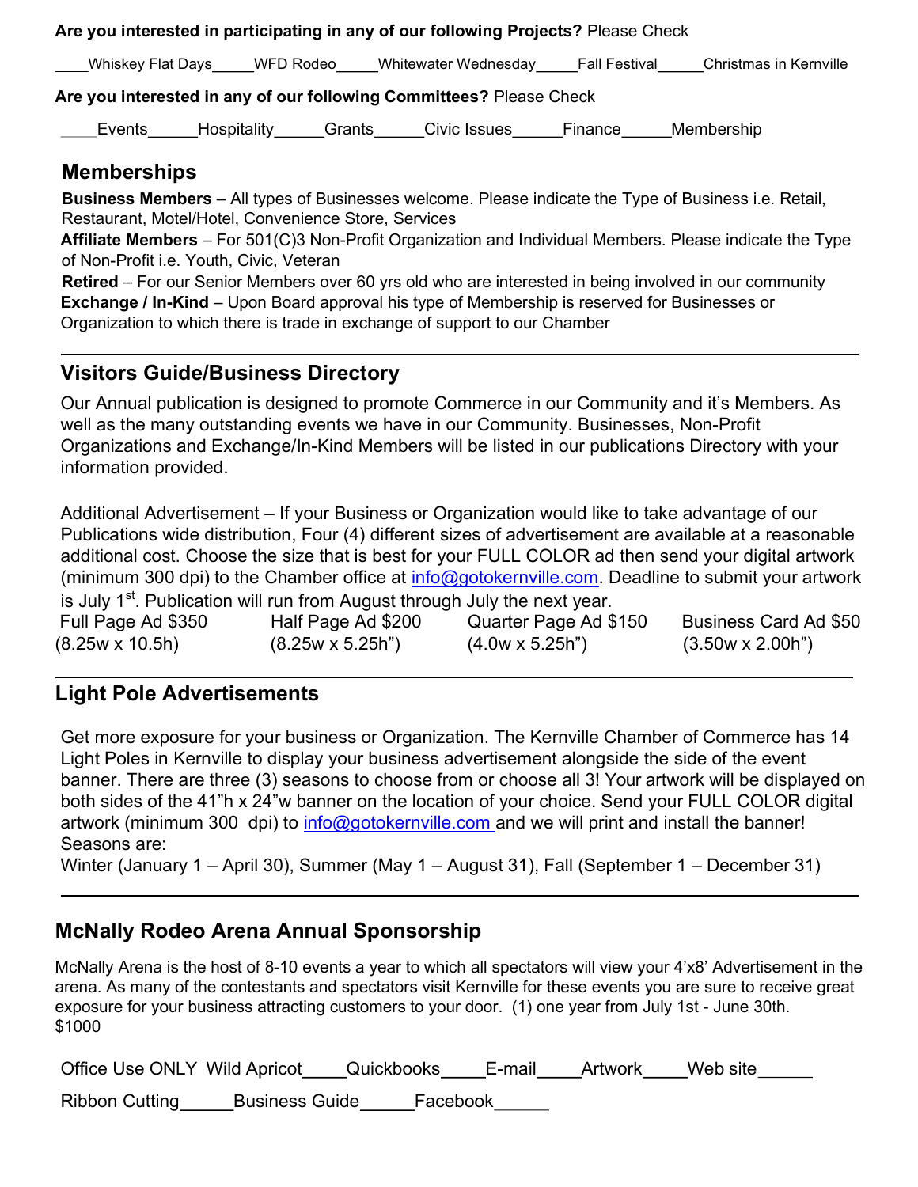**Are you interested in participating in any of our following Projects?** Please Check

____Whiskey Flat Days_____WFD Rodeo_____Whitewater Wednesday_____Fall Festival_____Christmas in Kernville

**Are you interested in any of our following Committees?** Please Check

____Events_____Hospitality_____Grants_____Civic Issues_____Finance_____Membership

## Memberships

**Business Members** – All types of Businesses welcome. Please indicate the Type of Business i.e. Retail, Restaurant, Motel/Hotel, Convenience Store, Services

**Affiliate Members** – For 501(C)3 Non-Profit Organization and Individual Members. Please indicate the Type of Non-Profit i.e. Youth, Civic, Veteran

**Retired** – For our Senior Members over 60 yrs old who are interested in being involved in our community

**Exchange / In-Kind** – Upon Board approval his type of Membership is reserved for Businesses or Organization to which there is trade in exchange of support to our Chamber

---

## Visitors Guide/Business Directory

Our Annual publication is designed to promote Commerce in our Community and it's Members. As well as the many outstanding events we have in our Community. Businesses, Non-Profit Organizations and Exchange/In-Kind Members will be listed in our publications Directory with your information provided.

Additional Advertisement – If your Business or Organization would like to take advantage of our Publications wide distribution, Four (4) different sizes of advertisement are available at a reasonable additional cost. Choose the size that is best for your FULL COLOR ad then send your digital artwork (minimum 300 dpi) to the Chamber office at info@gotokernville.com. Deadline to submit your artwork is July 1st. Publication will run from August through July the next year.

| | | | |
|---|---|---|---|
| Full Page Ad $350 | Half Page Ad $200 | Quarter Page Ad $150 | Business Card Ad $50 |
| (8.25w x 10.5h) | (8.25w x 5.25h") | (4.0w x 5.25h") | (3.50w x 2.00h") |

---

## Light Pole Advertisements

Get more exposure for your business or Organization. The Kernville Chamber of Commerce has 14 Light Poles in Kernville to display your business advertisement alongside the side of the event banner. There are three (3) seasons to choose from or choose all 3! Your artwork will be displayed on both sides of the 41"h x 24"w banner on the location of your choice. Send your FULL COLOR digital artwork (minimum 300 dpi) to info@gotokernville.com and we will print and install the banner!

Seasons are:

Winter (January 1 – April 30), Summer (May 1 – August 31), Fall (September 1 – December 31)

---

## McNally Rodeo Arena Annual Sponsorship

McNally Arena is the host of 8-10 events a year to which all spectators will view your 4'x8' Advertisement in the arena. As many of the contestants and spectators visit Kernville for these events you are sure to receive great exposure for your business attracting customers to your door. (1) one year from July 1st - June 30th. $1000

Office Use ONLY Wild Apricot_____Quickbooks_____E-mail_____Artwork_____Web site______

Ribbon Cutting______Business Guide______Facebook______